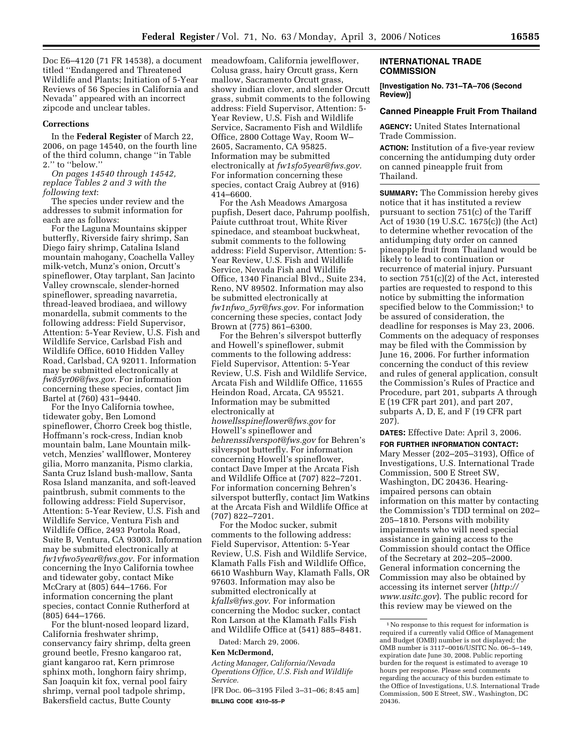Doc E6–4120 (71 FR 14538), a document titled ''Endangered and Threatened Wildlife and Plants; Initiation of 5-Year Reviews of 56 Species in California and Nevada'' appeared with an incorrect zipcode and unclear tables.

**Corrections**

In the **Federal Register** of March 22, 2006, on page 14540, on the fourth line of the third column, change ''in Table 2.'' to ''below.''

*On pages 14540 through 14542, replace Tables 2 and 3 with the following text*:

The species under review and the addresses to submit information for each are as follows:

For the Laguna Mountains skipper butterfly, Riverside fairy shrimp, San Diego fairy shrimp, Catalina Island mountain mahogany, Coachella Valley milk-vetch, Munz's onion, Orcutt's spineflower, Otay tarplant, San Jacinto Valley crownscale, slender-horned spineflower, spreading navarretia, thread-leaved brodiaea, and willowy monardella, submit comments to the following address: Field Supervisor, Attention: 5-Year Review, U.S. Fish and Wildlife Service, Carlsbad Fish and Wildlife Office, 6010 Hidden Valley Road, Carlsbad, CA 92011. Information may be submitted electronically at *fw85yr06@fws.gov*. For information concerning these species, contact Jim Bartel at (760) 431–9440.

For the Inyo California towhee, tidewater goby, Ben Lomond spineflower, Chorro Creek bog thistle, Hoffmann's rock-cress, Indian knob mountain balm, Lane Mountain milk-vetch, Menzies' wallflower, Monterey gilia, Morro manzanita, Pismo clarkia, Santa Cruz Island bush-mallow, Santa Rosa Island manzanita, and soft-leaved paintbrush, submit comments to the following address: Field Supervisor, Attention: 5-Year Review, U.S. Fish and Wildlife Service, Ventura Fish and Wildlife Office, 2493 Portola Road, Suite B, Ventura, CA 93003. Information may be submitted electronically at *fw1vfwo5year@fws.gov*. For information concerning the Inyo California towhee and tidewater goby, contact Mike McCrary at (805) 644–1766. For information concerning the plant species, contact Connie Rutherford at (805) 644–1766.

For the blunt-nosed leopard lizard, California freshwater shrimp, conservancy fairy shrimp, delta green ground beetle, Fresno kangaroo rat, giant kangaroo rat, Kern primrose sphinx moth, longhorn fairy shrimp, San Joaquin kit fox, vernal pool fairy shrimp, vernal pool tadpole shrimp, Bakersfield cactus, Butte County meadowfoam, California jewelflower, Colusa grass, hairy Orcutt grass, Kern mallow, Sacramento Orcutt grass, showy indian clover, and slender Orcutt grass, submit comments to the following address: Field Supervisor, Attention: 5-Year Review, U.S. Fish and Wildlife Service, Sacramento Fish and Wildlife Office, 2800 Cottage Way, Room W–2605, Sacramento, CA 95825. Information may be submitted electronically at *fw1sfo5year@fws.gov.* For information concerning these species, contact Craig Aubrey at (916) 414–6600.

For the Ash Meadows Amargosa pupfish, Desert dace, Pahrump poolfish, Paiute cutthroat trout, White River spinedace, and steamboat buckwheat, submit comments to the following address: Field Supervisor, Attention: 5-Year Review, U.S. Fish and Wildlife Service, Nevada Fish and Wildlife Office, 1340 Financial Blvd., Suite 234, Reno, NV 89502. Information may also be submitted electronically at *fw1nfwo_5yr@fws.gov.* For information concerning these species, contact Jody Brown at (775) 861–6300.

For the Behren's silverspot butterfly and Howell's spineflower, submit comments to the following address: Field Supervisor, Attention: 5-Year Review, U.S. Fish and Wildlife Service, Arcata Fish and Wildlife Office, 11655 Heindon Road, Arcata, CA 95521. Information may be submitted electronically at *howellsspineflower@fws.gov* for Howell's spineflower and *behrenssilverspot@fws.gov* for Behren's silverspot butterfly. For information concerning Howell's spineflower, contact Dave Imper at the Arcata Fish and Wildlife Office at (707) 822–7201. For information concerning Behren's silverspot butterfly, contact Jim Watkins at the Arcata Fish and Wildlife Office at (707) 822–7201.

For the Modoc sucker, submit comments to the following address: Field Supervisor, Attention: 5-Year Review, U.S. Fish and Wildlife Service, Klamath Falls Fish and Wildlife Office, 6610 Washburn Way, Klamath Falls, OR 97603. Information may also be submitted electronically at *kfalls@fws.gov*. For information concerning the Modoc sucker, contact Ron Larson at the Klamath Falls Fish and Wildlife Office at (541) 885–8481.

Dated: March 29, 2006.

**Ken McDermond,**

*Acting Manager, California/Nevada Operations Office, U.S. Fish and Wildlife Service.*

[FR Doc. 06–3195 Filed 3–31–06; 8:45 am]

**BILLING CODE 4310–55–P**

## INTERNATIONAL TRADE COMMISSION

**[Investigation No. 731–TA–706 (Second Review)]**

### Canned Pineapple Fruit From Thailand

**AGENCY:** United States International Trade Commission.

**ACTION:** Institution of a five-year review concerning the antidumping duty order on canned pineapple fruit from Thailand.

**SUMMARY:** The Commission hereby gives notice that it has instituted a review pursuant to section 751(c) of the Tariff Act of 1930 (19 U.S.C. 1675(c)) (the Act) to determine whether revocation of the antidumping duty order on canned pineapple fruit from Thailand would be likely to lead to continuation or recurrence of material injury. Pursuant to section 751(c)(2) of the Act, interested parties are requested to respond to this notice by submitting the information specified below to the Commission;[1] to be assured of consideration, the deadline for responses is May 23, 2006. Comments on the adequacy of responses may be filed with the Commission by June 16, 2006. For further information concerning the conduct of this review and rules of general application, consult the Commission's Rules of Practice and Procedure, part 201, subparts A through E (19 CFR part 201), and part 207, subparts A, D, E, and F (19 CFR part 207).

**DATES:** Effective Date: April 3, 2006.

**FOR FURTHER INFORMATION CONTACT:** Mary Messer (202–205–3193), Office of Investigations, U.S. International Trade Commission, 500 E Street SW, Washington, DC 20436. Hearing-impaired persons can obtain information on this matter by contacting the Commission's TDD terminal on 202–205–1810. Persons with mobility impairments who will need special assistance in gaining access to the Commission should contact the Office of the Secretary at 202–205–2000. General information concerning the Commission may also be obtained by accessing its internet server (*http://www.usitc.gov*). The public record for this review may be viewed on the

[1] No response to this request for information is required if a currently valid Office of Management and Budget (OMB) number is not displayed; the OMB number is 3117–0016/USITC No. 06–5–149, expiration date June 30, 2008. Public reporting burden for the request is estimated to average 10 hours per response. Please send comments regarding the accuracy of this burden estimate to the Office of Investigations, U.S. International Trade Commission, 500 E Street, SW., Washington, DC 20436.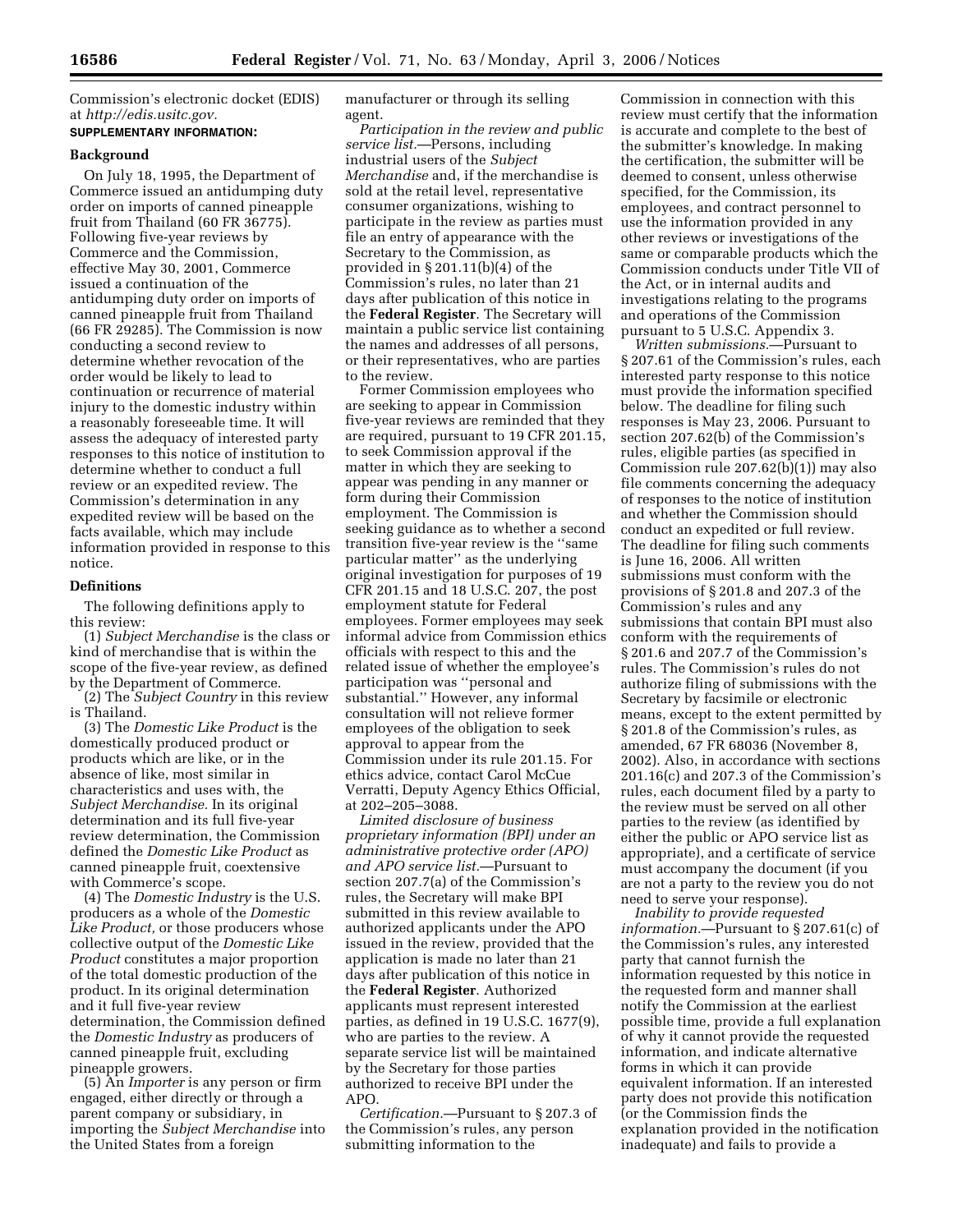Commission's electronic docket (EDIS) at *http://edis.usitc.gov.*

**SUPPLEMENTARY INFORMATION:**

**Background**

On July 18, 1995, the Department of Commerce issued an antidumping duty order on imports of canned pineapple fruit from Thailand (60 FR 36775). Following five-year reviews by Commerce and the Commission, effective May 30, 2001, Commerce issued a continuation of the antidumping duty order on imports of canned pineapple fruit from Thailand (66 FR 29285). The Commission is now conducting a second review to determine whether revocation of the order would be likely to lead to continuation or recurrence of material injury to the domestic industry within a reasonably foreseeable time. It will assess the adequacy of interested party responses to this notice of institution to determine whether to conduct a full review or an expedited review. The Commission's determination in any expedited review will be based on the facts available, which may include information provided in response to this notice.

**Definitions**

The following definitions apply to this review:

(1) *Subject Merchandise* is the class or kind of merchandise that is within the scope of the five-year review, as defined by the Department of Commerce.

(2) The *Subject Country* in this review is Thailand.

(3) The *Domestic Like Product* is the domestically produced product or products which are like, or in the absence of like, most similar in characteristics and uses with, the *Subject Merchandise.* In its original determination and its full five-year review determination, the Commission defined the *Domestic Like Product* as canned pineapple fruit, coextensive with Commerce's scope.

(4) The *Domestic Industry* is the U.S. producers as a whole of the *Domestic Like Product,* or those producers whose collective output of the *Domestic Like Product* constitutes a major proportion of the total domestic production of the product. In its original determination and it full five-year review determination, the Commission defined the *Domestic Industry* as producers of canned pineapple fruit, excluding pineapple growers.

(5) An *Importer* is any person or firm engaged, either directly or through a parent company or subsidiary, in importing the *Subject Merchandise* into the United States from a foreign manufacturer or through its selling agent.

*Participation in the review and public service list.*—Persons, including industrial users of the *Subject Merchandise* and, if the merchandise is sold at the retail level, representative consumer organizations, wishing to participate in the review as parties must file an entry of appearance with the Secretary to the Commission, as provided in § 201.11(b)(4) of the Commission's rules, no later than 21 days after publication of this notice in the **Federal Register**. The Secretary will maintain a public service list containing the names and addresses of all persons, or their representatives, who are parties to the review.

Former Commission employees who are seeking to appear in Commission five-year reviews are reminded that they are required, pursuant to 19 CFR 201.15, to seek Commission approval if the matter in which they are seeking to appear was pending in any manner or form during their Commission employment. The Commission is seeking guidance as to whether a second transition five-year review is the "same particular matter" as the underlying original investigation for purposes of 19 CFR 201.15 and 18 U.S.C. 207, the post employment statute for Federal employees. Former employees may seek informal advice from Commission ethics officials with respect to this and the related issue of whether the employee's participation was "personal and substantial." However, any informal consultation will not relieve former employees of the obligation to seek approval to appear from the Commission under its rule 201.15. For ethics advice, contact Carol McCue Verratti, Deputy Agency Ethics Official, at 202–205–3088.

*Limited disclosure of business proprietary information (BPI) under an administrative protective order (APO) and APO service list.*—Pursuant to section 207.7(a) of the Commission's rules, the Secretary will make BPI submitted in this review available to authorized applicants under the APO issued in the review, provided that the application is made no later than 21 days after publication of this notice in the **Federal Register**. Authorized applicants must represent interested parties, as defined in 19 U.S.C. 1677(9), who are parties to the review. A separate service list will be maintained by the Secretary for those parties authorized to receive BPI under the APO.

*Certification.*—Pursuant to § 207.3 of the Commission's rules, any person submitting information to the Commission in connection with this review must certify that the information is accurate and complete to the best of the submitter's knowledge. In making the certification, the submitter will be deemed to consent, unless otherwise specified, for the Commission, its employees, and contract personnel to use the information provided in any other reviews or investigations of the same or comparable products which the Commission conducts under Title VII of the Act, or in internal audits and investigations relating to the programs and operations of the Commission pursuant to 5 U.S.C. Appendix 3.

*Written submissions.*—Pursuant to § 207.61 of the Commission's rules, each interested party response to this notice must provide the information specified below. The deadline for filing such responses is May 23, 2006. Pursuant to section 207.62(b) of the Commission's rules, eligible parties (as specified in Commission rule 207.62(b)(1)) may also file comments concerning the adequacy of responses to the notice of institution and whether the Commission should conduct an expedited or full review. The deadline for filing such comments is June 16, 2006. All written submissions must conform with the provisions of § 201.8 and 207.3 of the Commission's rules and any submissions that contain BPI must also conform with the requirements of § 201.6 and 207.7 of the Commission's rules. The Commission's rules do not authorize filing of submissions with the Secretary by facsimile or electronic means, except to the extent permitted by § 201.8 of the Commission's rules, as amended, 67 FR 68036 (November 8, 2002). Also, in accordance with sections 201.16(c) and 207.3 of the Commission's rules, each document filed by a party to the review must be served on all other parties to the review (as identified by either the public or APO service list as appropriate), and a certificate of service must accompany the document (if you are not a party to the review you do not need to serve your response).

*Inability to provide requested information.*—Pursuant to § 207.61(c) of the Commission's rules, any interested party that cannot furnish the information requested by this notice in the requested form and manner shall notify the Commission at the earliest possible time, provide a full explanation of why it cannot provide the requested information, and indicate alternative forms in which it can provide equivalent information. If an interested party does not provide this notification (or the Commission finds the explanation provided in the notification inadequate) and fails to provide a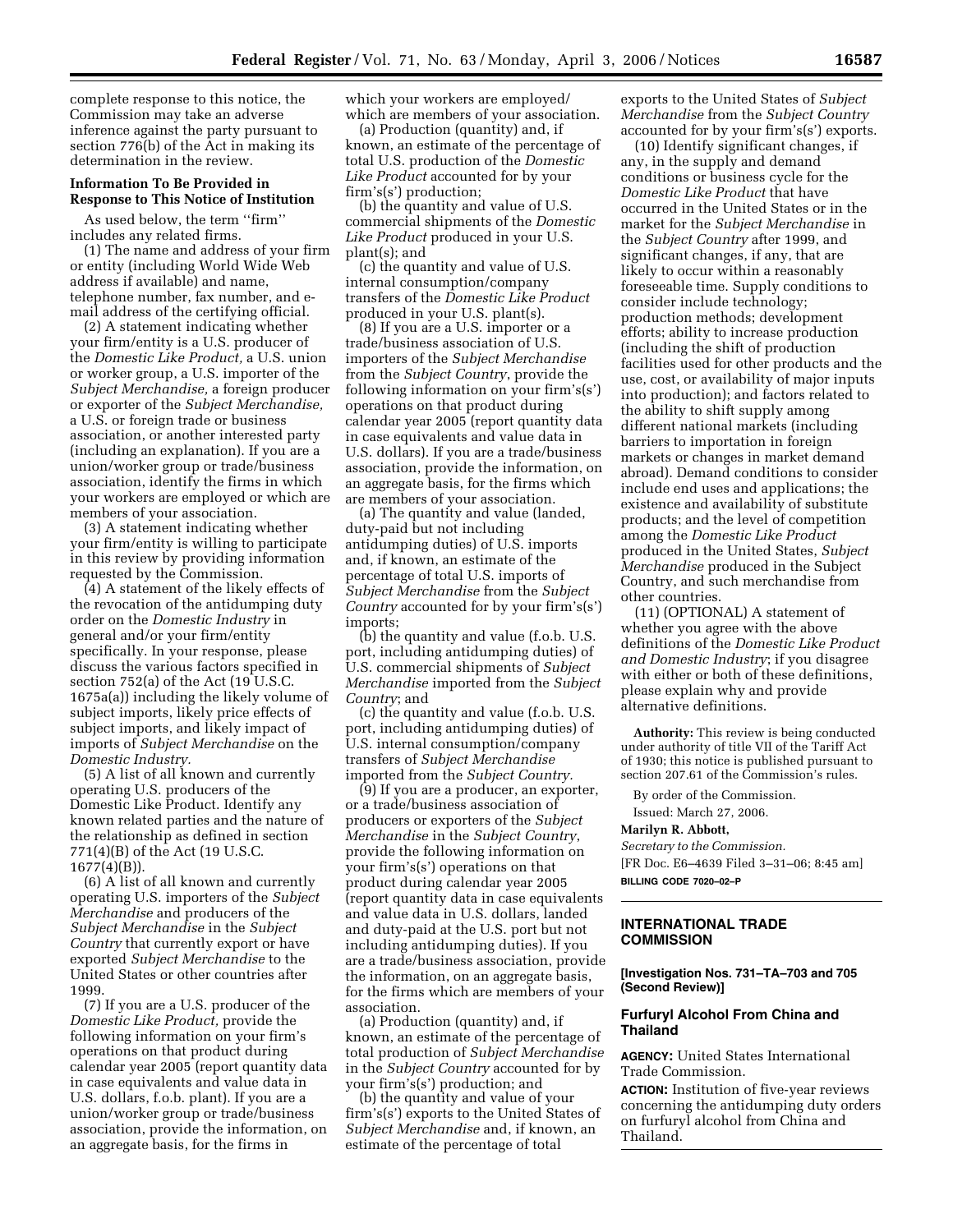complete response to this notice, the Commission may take an adverse inference against the party pursuant to section 776(b) of the Act in making its determination in the review.

**Information To Be Provided in Response to This Notice of Institution**

As used below, the term ''firm'' includes any related firms.

(1) The name and address of your firm or entity (including World Wide Web address if available) and name, telephone number, fax number, and e-mail address of the certifying official.

(2) A statement indicating whether your firm/entity is a U.S. producer of the *Domestic Like Product,* a U.S. union or worker group, a U.S. importer of the *Subject Merchandise,* a foreign producer or exporter of the *Subject Merchandise,* a U.S. or foreign trade or business association, or another interested party (including an explanation). If you are a union/worker group or trade/business association, identify the firms in which your workers are employed or which are members of your association.

(3) A statement indicating whether your firm/entity is willing to participate in this review by providing information requested by the Commission.

(4) A statement of the likely effects of the revocation of the antidumping duty order on the *Domestic Industry* in general and/or your firm/entity specifically. In your response, please discuss the various factors specified in section 752(a) of the Act (19 U.S.C. 1675a(a)) including the likely volume of subject imports, likely price effects of subject imports, and likely impact of imports of *Subject Merchandise* on the *Domestic Industry*.

(5) A list of all known and currently operating U.S. producers of the Domestic Like Product. Identify any known related parties and the nature of the relationship as defined in section 771(4)(B) of the Act (19 U.S.C. 1677(4)(B)).

(6) A list of all known and currently operating U.S. importers of the *Subject Merchandise* and producers of the *Subject Merchandise* in the *Subject Country* that currently export or have exported *Subject Merchandise* to the United States or other countries after 1999.

(7) If you are a U.S. producer of the *Domestic Like Product,* provide the following information on your firm's operations on that product during calendar year 2005 (report quantity data in case equivalents and value data in U.S. dollars, f.o.b. plant). If you are a union/worker group or trade/business association, provide the information, on an aggregate basis, for the firms in which your workers are employed/which are members of your association.

(a) Production (quantity) and, if known, an estimate of the percentage of total U.S. production of the *Domestic Like Product* accounted for by your firm's(s') production;

(b) the quantity and value of U.S. commercial shipments of the *Domestic Like Product* produced in your U.S. plant(s); and

(c) the quantity and value of U.S. internal consumption/company transfers of the *Domestic Like Product* produced in your U.S. plant(s).

(8) If you are a U.S. importer or a trade/business association of U.S. importers of the *Subject Merchandise* from the *Subject Country*, provide the following information on your firm's(s') operations on that product during calendar year 2005 (report quantity data in case equivalents and value data in U.S. dollars). If you are a trade/business association, provide the information, on an aggregate basis, for the firms which are members of your association.

(a) The quantity and value (landed, duty-paid but not including antidumping duties) of U.S. imports and, if known, an estimate of the percentage of total U.S. imports of *Subject Merchandise* from the *Subject Country* accounted for by your firm's(s') imports;

(b) the quantity and value (f.o.b. U.S. port, including antidumping duties) of U.S. commercial shipments of *Subject Merchandise* imported from the *Subject Country*; and

(c) the quantity and value (f.o.b. U.S. port, including antidumping duties) of U.S. internal consumption/company transfers of *Subject Merchandise* imported from the *Subject Country.*

(9) If you are a producer, an exporter, or a trade/business association of producers or exporters of the *Subject Merchandise* in the *Subject Country*, provide the following information on your firm's(s') operations on that product during calendar year 2005 (report quantity data in case equivalents and value data in U.S. dollars, landed and duty-paid at the U.S. port but not including antidumping duties). If you are a trade/business association, provide the information, on an aggregate basis, for the firms which are members of your association.

(a) Production (quantity) and, if known, an estimate of the percentage of total production of *Subject Merchandise* in the *Subject Country* accounted for by your firm's(s') production; and

(b) the quantity and value of your firm's(s') exports to the United States of *Subject Merchandise* and, if known, an estimate of the percentage of total exports to the United States of *Subject Merchandise* from the *Subject Country* accounted for by your firm's(s') exports.

(10) Identify significant changes, if any, in the supply and demand conditions or business cycle for the *Domestic Like Product* that have occurred in the United States or in the market for the *Subject Merchandise* in the *Subject Country* after 1999, and significant changes, if any, that are likely to occur within a reasonably foreseeable time. Supply conditions to consider include technology; production methods; development efforts; ability to increase production (including the shift of production facilities used for other products and the use, cost, or availability of major inputs into production); and factors related to the ability to shift supply among different national markets (including barriers to importation in foreign markets or changes in market demand abroad). Demand conditions to consider include end uses and applications; the existence and availability of substitute products; and the level of competition among the *Domestic Like Product* produced in the United States, *Subject Merchandise* produced in the Subject Country, and such merchandise from other countries.

(11) (OPTIONAL) A statement of whether you agree with the above definitions of the *Domestic Like Product and Domestic Industry*; if you disagree with either or both of these definitions, please explain why and provide alternative definitions.

**Authority:** This review is being conducted under authority of title VII of the Tariff Act of 1930; this notice is published pursuant to section 207.61 of the Commission's rules.

By order of the Commission.

Issued: March 27, 2006.

**Marilyn R. Abbott,**

*Secretary to the Commission.*

[FR Doc. E6–4639 Filed 3–31–06; 8:45 am]

**BILLING CODE 7020–02–P**

---

## INTERNATIONAL TRADE COMMISSION

**[Investigation Nos. 731–TA–703 and 705 (Second Review)]**

### Furfuryl Alcohol From China and Thailand

**AGENCY:** United States International Trade Commission.

**ACTION:** Institution of five-year reviews concerning the antidumping duty orders on furfuryl alcohol from China and Thailand.